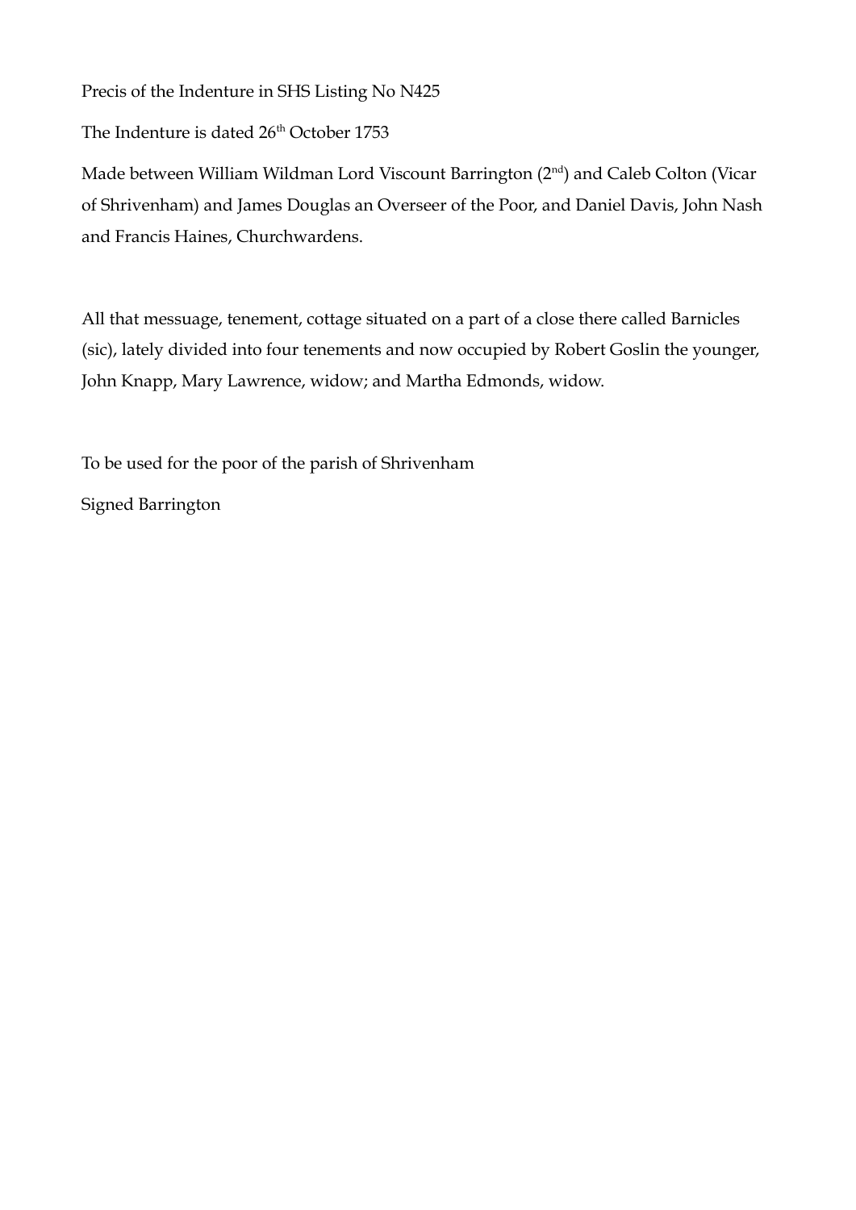Precis of the Indenture in SHS Listing No N425

The Indenture is dated 26th October 1753

Made between William Wildman Lord Viscount Barrington (2nd) and Caleb Colton (Vicar of Shrivenham) and James Douglas an Overseer of the Poor, and Daniel Davis, John Nash and Francis Haines, Churchwardens.

All that messuage, tenement, cottage situated on a part of a close there called Barnicles (sic), lately divided into four tenements and now occupied by Robert Goslin the younger, John Knapp, Mary Lawrence, widow; and Martha Edmonds, widow.

To be used for the poor of the parish of Shrivenham

Signed Barrington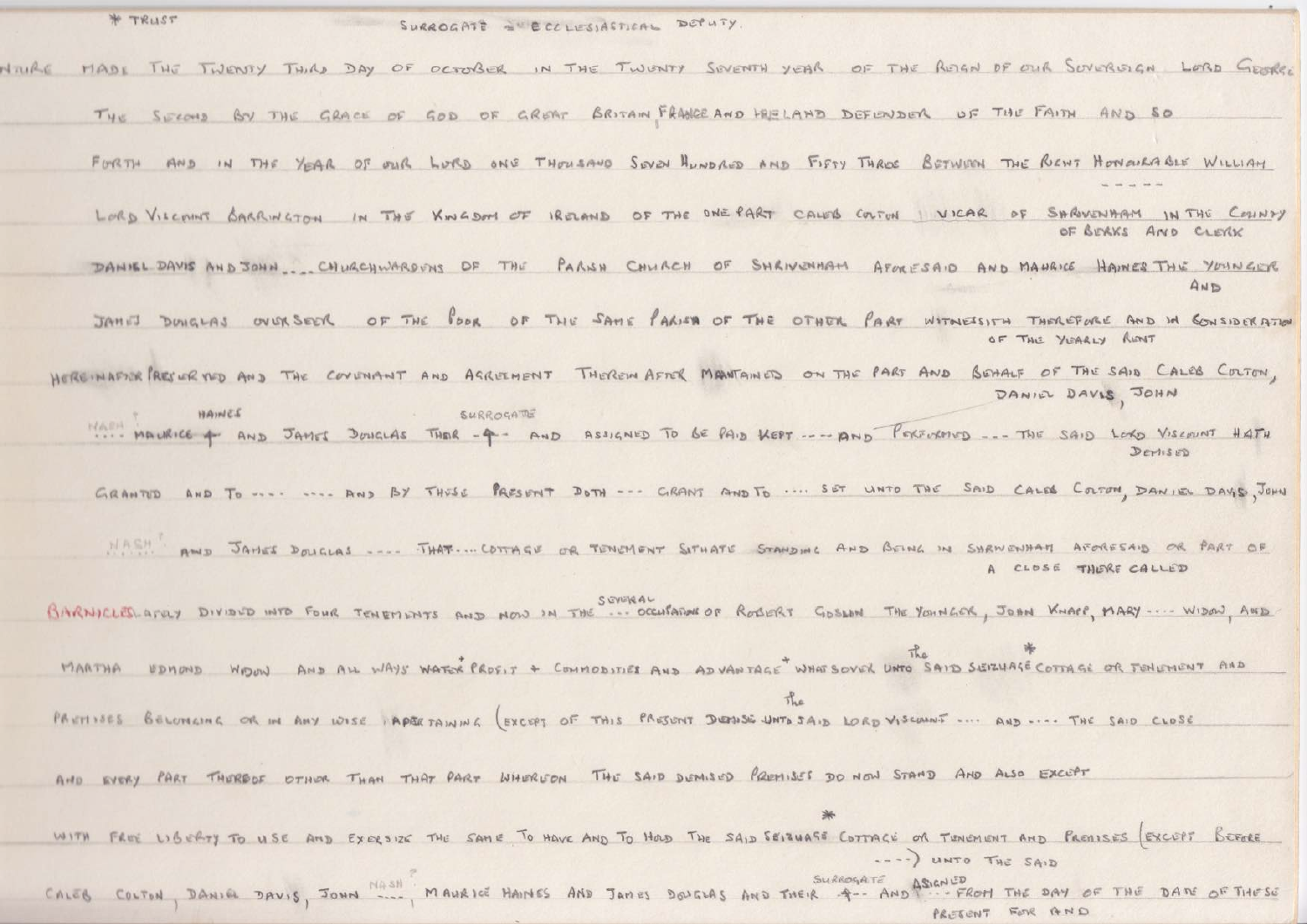\* TRUST SURROGATE = ECCLESIASTICAL DEPUTY

NTURE MADE THE TWENTY THIRD DAY OF OCTOBER IN THE TWENTY SEVENTH YEAR OF THE REIGN OF OUR SOVEREIGN LORD GEORGE

THE SECOND BY THE GRACE OF GOD OF GREAT BRITAIN FRANCE AND IRELAND DEFENDER OF THE FAITH AND SO

FORTH AND IN THE YEAR OF OUR LORD ONE THOUSAND SEVEN HUNDRED AND FIFTY THREE BETWEEN THE RIGHT HONOURABLE WILLIAM

LORD VISCOUNT BARRINGTON IN THE KINGDOM OF IRELAND OF THE ONE PART CALEB COLTON VICAR OF SHRIVENHAM IN THE COUNTY OF BERKS AND CLERK

DANIEL DAVIS AND JOHN ..... CHURCHWARDENS OF THE PARISH CHURCH OF SHRIVENHAM AFORESAID AND MAURICE HAINES THE YOUNGER AND

JAMES DOUGLAS OVERSEER OF THE POOR OF THE SAME PARISH OF THE OTHER PART WITNESSETH THEREFORE AND IN CONSIDERATION OF THE YEARLY RENT

HEREINAFTER PRESERVED AND THE COVENANT AND AGREEMENT THEREIN AFTER MAINTAINED ON THE PART AND BEHALF OF THE SAID CALEB COLTON, DANIEL DAVIS, JOHN

NASH? .... MAURICE HAINES AND JAMES DOUGLAS THEIR SURROGATE AND ASSIGNED TO BE PAID KEPT ---- AND PERFORMED --- THE SAID LORD VISCOUNT HATH DEMISED

GRANTED AND TO ---- ---- AND BY THESE PRESENT DOTH --- GRANT AND TO .... SET UNTO THE SAID CALEB COLTON, DANIEL DAVIS, JOHN

NASH? AND JAMES DOUGLAS ---- THAT.... COTTAGE OR TENEMENT SITUATE STANDING AND BEING IN SHRIVENHAM AFORESAID OR PART OF A CLOSE THERE CALLED

BARNICLES LATELY DIVIDED INTO FOUR TENEMENTS AND NOW IN THE SEVERAL OCCUPATION OF ROBERT GOSLIN THE YOUNGER, JOHN KNAPP, MARY ---- WIDOW, AND

MARTHA EDMOND WIDOW AND ALL WAYS WATER\* PROFIT + COMMODITIES AND ADVANTAGE\* WHATSOEVER UNTO THE SAID SEIZUAGE\* COTTAGE OR TENEMENT AND

PREMISES BELONGING OR IN ANY WISE APPERTAINING (EXCEPT OF THIS PRESENT DEMISE UNTO THE SAID LORD VISCOUNT .... AND .... THE SAID CLOSE

AND EVERY PART THEREOF OTHER THAN THAT PART WHEREON THE SAID DEMISED PREMISES DO NOW STAND AND ALSO EXCEPT

WITH FREE LIBERTY TO USE AND EXERCISE THE SAME TO HAVE AND TO HOLD THE SAID SEIZUAGE\* COTTAGE OR TENEMENT AND PREMISES (EXCEPT BEFORE ----) UNTO THE SAID

CALEB COLTON, DANIEL DAVIS, JOHN NASH? ...., MAURICE HAINES AND JAMES DOUGLAS AND THEIR SURROGATE AND ASSIGNED --- FROM THE DAY OF THE DATE OF THESE PRESENT FOR AND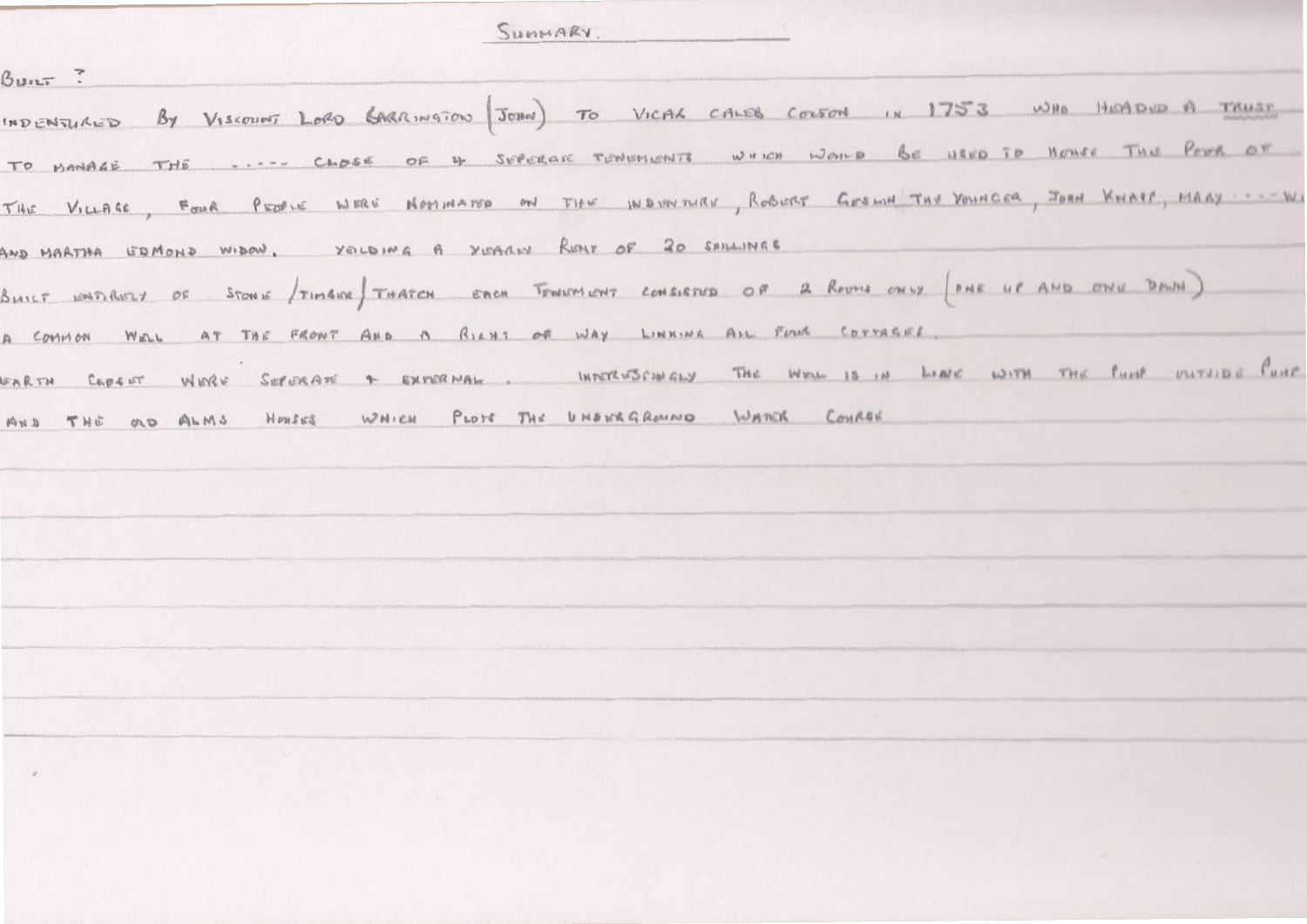# SUMMARY.

BUILT ?

INDENTURED BY VISCOUNT LORD BARRINGTON (JOHN) TO VICAR CALEB COLSON IN 1753 WHO HEADED A TRUST TO MANAGE THE ---- CLOSE OF 4 SEPERATE TENEMENTS WHICH WOULD BE USED TO HOUSE THE POOR OF THE VILLAGE, FOUR PEOPLE WERE NOMINATED ON THE INDENTURE, ROBERT GOSLIN THE YOUNGER, JOHN KNAPP, MARY ----W AND MARTHA EDMOND WIDOW, YEILDING A YEARLY RENT OF 20 SHILLINGS

BUILT ENTIRELY OF STONE /TIMBER/ THATCH EACH TENEMENT CONSISTED OF 2 ROOMS ONLY (ONE UP AND ONE DOWN)

A COMMON WELL AT THE FRONT AND A RIGHT OF WAY LINKING ALL FOUR COTTAGES.

EARTH CLOSET WERE SEPERATE + EXTERNAL. INTERESTINGLY THE WELL IS IN LINE WITH THE PUMP OUTSIDE PUMP AND THE OLD ALMS HOUSES WHICH PLOTS THE UNDERGROUND WATER COURSE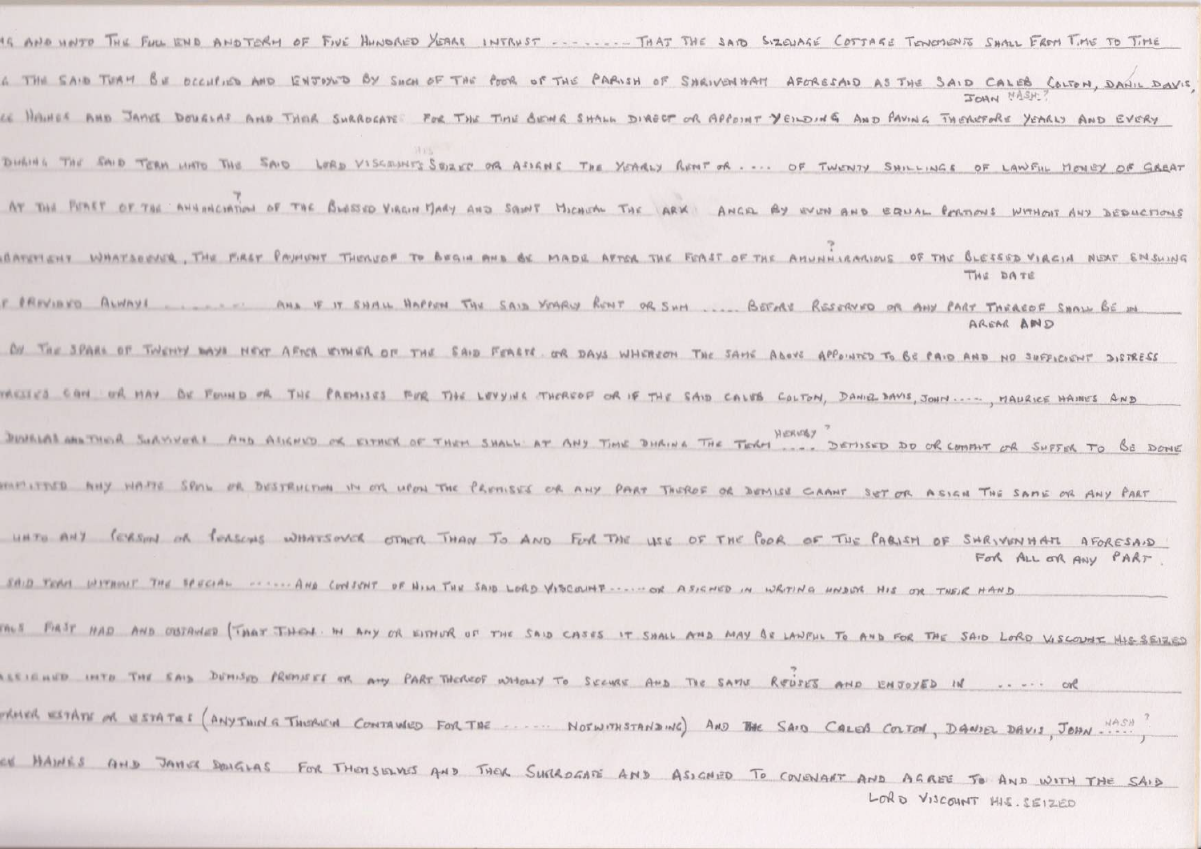…S AND UNTO THE FULL END AND TERM OF FIVE HUNDRED YEARS INTRUST ……… THAT THE SAID SIZEUAGE COTTAGE TENEMENTS SHALL FROM TIME TO TIME

… THE SAID TERM BE OCCUPIED AND ENJOYED BY SUCH OF THE POOR OF THE PARISH OF SHRIVENHAM AFORESAID AS THE SAID CALEB COLTON, DANIL DAVIS, JOHN NASH ?

…CE HAINES AND JAMES DOUGLAS AND THEIR SURROGATE FOR THE TIME BEING SHALL DIRECT OR APPOINT YEILDING AND PAYING THEREFORE YEARLY AND EVERY

DURING THE SAID TERM UNTO THE SAID LORD VISCOUNTS SEIZED HIS OR ASIGNS THE YEARLY RENT OR …. OF TWENTY SHILLINGS OF LAWFUL MONEY OF GREAT

… AT THE FEAST OF THE ANNUNCIATION ? OF THE BLESSED VIRGIN MARY AND SAINT MICHAEL THE ARK ANGEL BY EVEN AND EQUAL PORTIONS WITHOUT ANY DEDUCTIONS

…BATEMENT WHATSOEVER, THE FIRST PAYMENT THEREOF TO BEGIN AND BE MADE AFTER THE FEAST OF THE ANNUNCIARATIOUS ? OF THE BLESSED VIRGIN NEXT ENSUING THE DATE

… PROVIDED ALWAYS ……… AND IF IT SHALL HAPPEN THE SAID YEARLY RENT OR SUM ….. BEFORE RESERVED OR ANY PART THEREOF SHALL BE IN AREAR AND

… BY THE SPACE OF TWENTY DAYS NEXT AFTER EITHER OF THE SAID FEASTS OR DAYS WHEREON THE SAME ABOVE APPOINTED TO BE PAID AND NO SUFFICIENT DISTRESS

…RESSES CAN OR MAY BE FOUND ON THE PREMISES FOR THE LEVYING THEREOF OR IF THE SAID CALEB COLTON, DANIEL DAVIS, JOHN ….., MAURICE HAINES AND

DOUGLAS AND THEIR SURVIVORS AND ASIGNED OR EITHER OF THEM SHALL AT ANY TIME DURING THE TERM HEREBY ? …. DEMISED DO OR COMMIT OR SUFFER TO BE DONE

…MITTED ANY WASTE SPOIL OR DESTRUCTION IN OR UPON THE PREMISES OR ANY PART THEREOF OR DEMISE GRANT SET OR ASIGN THE SAME OR ANY PART

UNTO ANY PERSON OR PERSONS WHATSOEVER OTHER THAN TO AND FOR THE USE OF THE POOR OF THE PARISH OF SHRIVENHAM AFORESAID FOR ALL OR ANY PART

SAID TERM WITHOUT THE SPECIAL …… AND CONSENT OF HIM THE SAID LORD VISCOUNT …… OR ASIGNED IN WRITING UNDER HIS OR THEIR HAND

…ALS FIRST HAD AND OBTAINED (THAT THEN IN ANY OR EITHER OF THE SAID CASES IT SHALL AND MAY BE LAWFUL TO AND FOR THE SAID LORD VISCOUNT HIS SEIZED

…ASSIGNED INTO THE SAID DEMISED PREMISES OR ANY PART THEREOF WHOLLY TO SECURE AND THE SAME REUSES ? AND ENJOYED IN …… OR

…ORMER ESTATE OR ESTATES (ANYTHING THEREIN CONTAINED FOR THE …… NOTWITHSTANDING) AND THE SAID CALEB COLTON, DANIEL DAVIS, JOHN NASH ? …..,

…E HAINES AND JAMES DOUGLAS FOR THEMSELVES AND THEIR SURROGATE AND ASIGNED TO COVENANT AND AGREE TO AND WITH THE SAID LORD VISCOUNT HIS SEIZED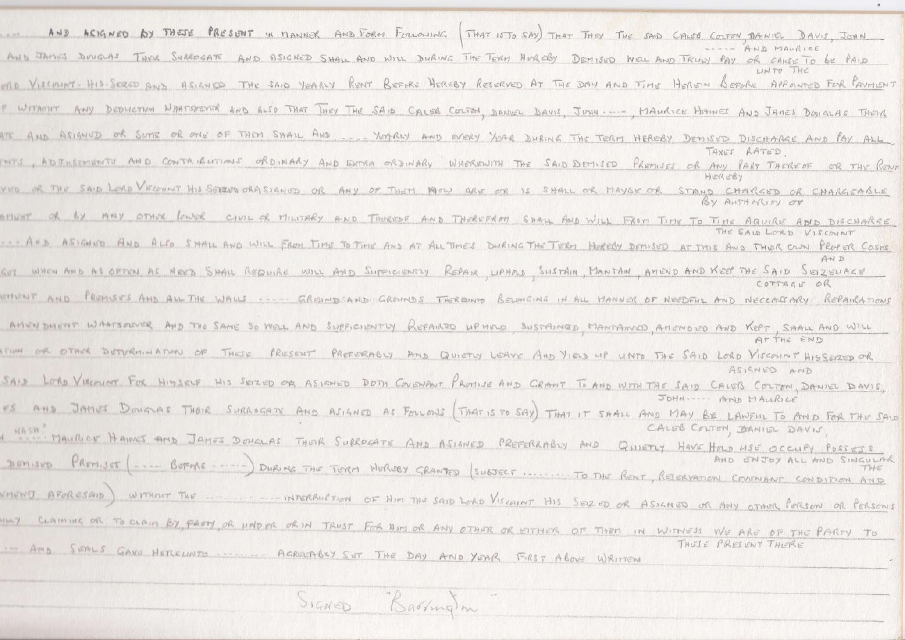.... AND ASIGNED BY THESE PRESENT IN MANNER AND FORM FOLLOWING (THAT IS TO SAY) THAT THEY THE SAID CALEB COLTON, DANIEL DAVIS, JOHN ----- AND MAURICE

AND JAMES DOUGLAS THEIR SURROGATE AND ASIGNED SHALL AND WILL DURING THE TERM HEREBY DEMISED WELL AND TRULY PAY OR CAUSE TO BE PAID UNTO THE

LORD VISCOUNT HIS SEIZED AND ASIGNED THE SAID YEARLY RENT BEFORE HEREBY RESERVED AT THE DAY AND TIME HEREIN BEFORE APPOINTED FOR PAYMENT

OF WITHOUT ANY DEDUCTION WHATSOEVER AND ALSO THAT THEY THE SAID CALEB COLTON, DANIEL DAVIS, JOHN -----, MAURICE HAINES AND JAMES DOUGLAS THEIR

ATE AND ASIGNED OR SOME OR ONE OF THEM SHALL AND ---- YEARLY AND EVERY YEAR DURING THE TERM HEREBY DEMISED DISCHARGE AND PAY ALL TAXES RATED

NTS, ADJUSTMENTS AND CONTRIBUTIONS ORDINARY AND EXTRA ORDINARY WHEREWITH THE SAID DEMISED PREMISES OR ANY PART THEREOF OR THE RENT HEREBY

VED OR THE SAID LORD VISCOUNT HIS SEIZED OR ASIGNED OR ANY OF THEM NOW ARE OR IS SHALL OR MAYBE OR STAND CHARGED OR CHARGEABLE BY AUTHORITY OF

AMENT OR BY ANY OTHER POWER CIVIL OR MILITARY AND THEREOF AND THEREFROM SHALL AND WILL FROM TIME TO TIME AQUIRE AND DISCHARGE THE SAID LORD VISCOUNT

.... AND ASIGNED AND ALSO SHALL AND WILL FROM TIME TO TIME AND AT ALL TIMES DURING THE TERM HEREBY DEMISED AT THIS AND THEIR OWN PROPER COSTS AND

SET WHEN AND AS OFTEN AS NEED SHALL REQUIRE WILL AND SUFFICIENTLY REPAIR, UPHOLD, SUSTAIN, MANTAIN, AMEND AND KEEP THE SAID SEIZELIACE COTTAGE OR

MENT AND PREMISES AND ALL THE WALLS ----- GROUNDS AND GROUNDS THEREINTO BELONGING IN ALL MANNER OF NEEDFUL AND NECESSARY REPAIRATIONS

AMENDMENT WHATSOEVER AND THE SAME SO WELL AND SUFFICIENTLY REPAIRED UPHELD, SUSTAINED, MANTAINED, AMENDED AND KEPT, SHALL AND WILL AT THE END

ATION OR OTHER DETERMINATION OF THESE PRESENT PREFERABLY AND QUIETLY LEAVE AND YIELD UP UNTO THE SAID LORD VISCOUNT HIS SEIZED OR ASIGNED AND

SAID LORD VISCOUNT FOR HIMSELF HIS SEIZED OR ASIGNED DOTH COVENANT PROMISE AND GRANT TO AND WITH THE SAID CALEB COLTON, DANIEL DAVIS, JOHN ----- AND MAURICE

ES AND JAMES DOUGLAS THEIR SURROGATE AND ASIGNED AS FOLLOWS (THAT IS TO SAY) THAT IT SHALL AND MAY BE LAWFUL TO AND FOR THE SAID CALEB COLTON, DANIEL DAVIS,

NASH?
----- MAURICE HAINES AND JAMES DOUGLAS THEIR SURROGATE AND ASIGNED PREFERRABLY AND QUIETLY HAVE HOLD USE OCCUPY POSSESS AND ENJOY ALL AND SINGULAR THE

DEMISED PREMISES (----- BEFORE -----) DURING THE TERM HEREBY GRANTED (SUBJECT ........ TO THE RENT, RESERVATION COVENANT CONDITION AND

EMENTS AFORESAID) WITHOUT THE ........... INTERRUPTION OF HIM THE SAID LORD VISCOUNT HIS SEIZED OR ASIGNED OR ANY OTHER PERSON OR PERSONS

ULY CLAIMING OR TO CLAIM BY, FROM, OR UNDER OR IN TRUST FOR HIM OR ANY OTHER OR EITHER OF THEM IN WITNESS WE ARE OF THE PARTY TO THESE PRESENT THERE

.... AND SEALS GAVE HEREUNTO ........ AGREEABLY SET THE DAY AND YEAR FIRST ABOVE WRITTEN

SIGNED "Barrington"